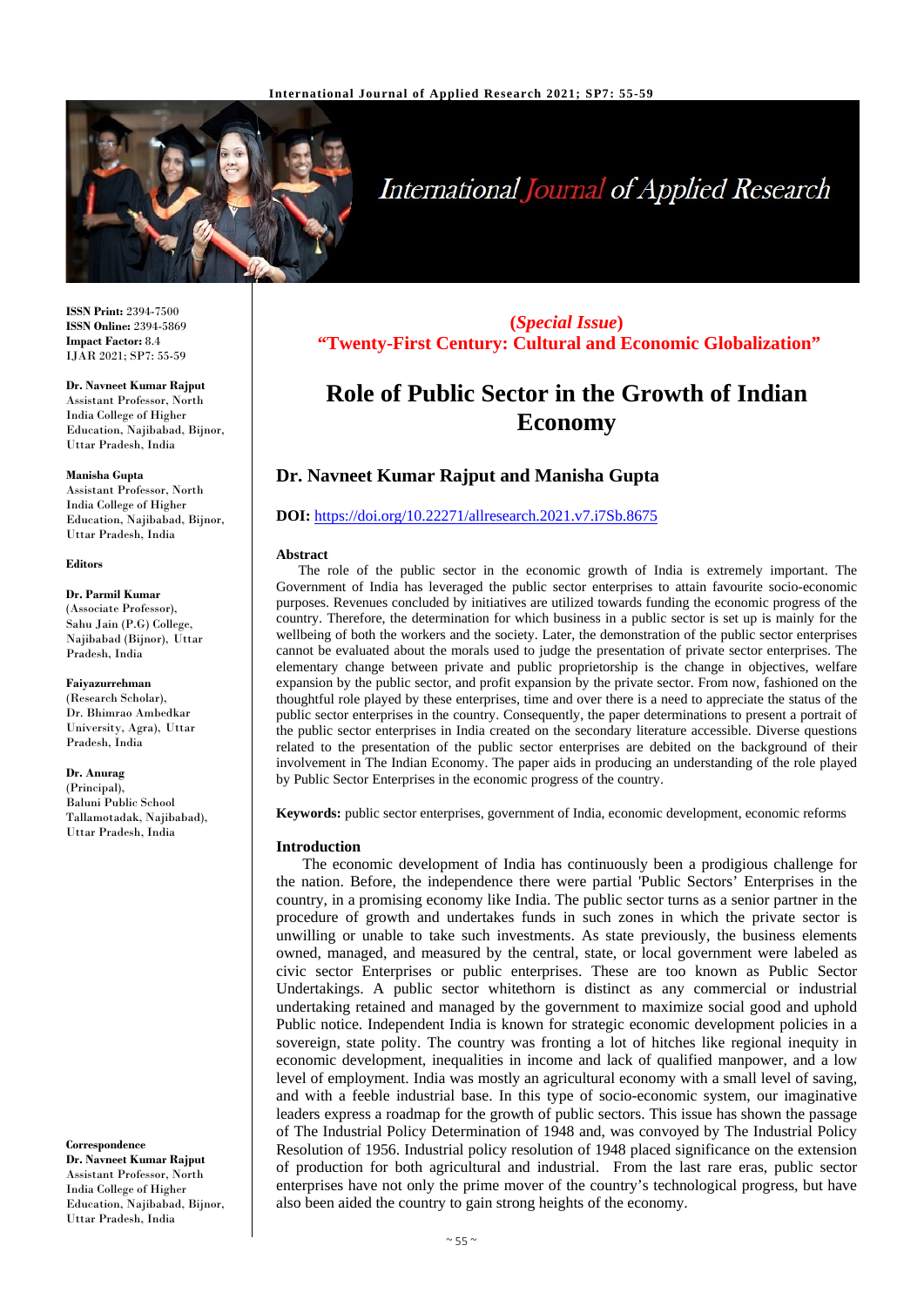**ISSN Print:** 2394-7500
**ISSN Online:** 2394-5869
**Impact Factor:** 8.4
IJAR 2021; SP7: 55-59

**Dr. Navneet Kumar Rajput**
Assistant Professor, North India College of Higher Education, Najibabad, Bijnor, Uttar Pradesh, India

**Manisha Gupta**
Assistant Professor, North India College of Higher Education, Najibabad, Bijnor, Uttar Pradesh, India

**Editors**

**Dr. Parmil Kumar**
(Associate Professor), Sahu Jain (P.G) College, Najibabad (Bijnor), Uttar Pradesh, India

**Faiyazurrehman**
(Research Scholar), Dr. Bhimrao Ambedkar University, Agra), Uttar Pradesh, India

**Dr. Anurag**
(Principal), Baluni Public School Tallamotadak, Najibabad), Uttar Pradesh, India

**Correspondence**
**Dr. Navneet Kumar Rajput**
Assistant Professor, North India College of Higher Education, Najibabad, Bijnor, Uttar Pradesh, India

**(*Special Issue*)**
**"Twenty-First Century: Cultural and Economic Globalization"**

# Role of Public Sector in the Growth of Indian Economy

## Dr. Navneet Kumar Rajput and Manisha Gupta

**DOI:** https://doi.org/10.22271/allresearch.2021.v7.i7Sb.8675

### Abstract

The role of the public sector in the economic growth of India is extremely important. The Government of India has leveraged the public sector enterprises to attain favourite socio-economic purposes. Revenues concluded by initiatives are utilized towards funding the economic progress of the country. Therefore, the determination for which business in a public sector is set up is mainly for the wellbeing of both the workers and the society. Later, the demonstration of the public sector enterprises cannot be evaluated about the morals used to judge the presentation of private sector enterprises. The elementary change between private and public proprietorship is the change in objectives, welfare expansion by the public sector, and profit expansion by the private sector. From now, fashioned on the thoughtful role played by these enterprises, time and over there is a need to appreciate the status of the public sector enterprises in the country. Consequently, the paper determinations to present a portrait of the public sector enterprises in India created on the secondary literature accessible. Diverse questions related to the presentation of the public sector enterprises are debited on the background of their involvement in The Indian Economy. The paper aids in producing an understanding of the role played by Public Sector Enterprises in the economic progress of the country.

**Keywords:** public sector enterprises, government of India, economic development, economic reforms

### Introduction

The economic development of India has continuously been a prodigious challenge for the nation. Before, the independence there were partial 'Public Sectors' Enterprises in the country, in a promising economy like India. The public sector turns as a senior partner in the procedure of growth and undertakes funds in such zones in which the private sector is unwilling or unable to take such investments. As state previously, the business elements owned, managed, and measured by the central, state, or local government were labeled as civic sector Enterprises or public enterprises. These are too known as Public Sector Undertakings. A public sector whitethorn is distinct as any commercial or industrial undertaking retained and managed by the government to maximize social good and uphold Public notice. Independent India is known for strategic economic development policies in a sovereign, state polity. The country was fronting a lot of hitches like regional inequity in economic development, inequalities in income and lack of qualified manpower, and a low level of employment. India was mostly an agricultural economy with a small level of saving, and with a feeble industrial base. In this type of socio-economic system, our imaginative leaders express a roadmap for the growth of public sectors. This issue has shown the passage of The Industrial Policy Determination of 1948 and, was convoyed by The Industrial Policy Resolution of 1956. Industrial policy resolution of 1948 placed significance on the extension of production for both agricultural and industrial. From the last rare eras, public sector enterprises have not only the prime mover of the country's technological progress, but have also been aided the country to gain strong heights of the economy.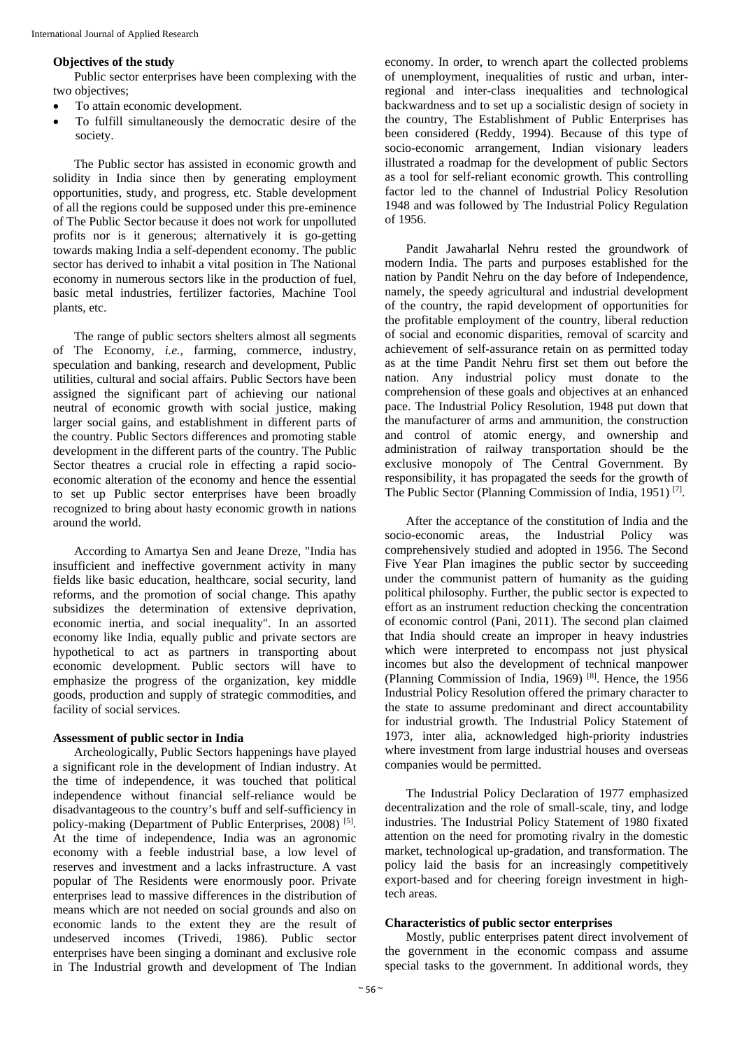### Objectives of the study

Public sector enterprises have been complexing with the two objectives;

- To attain economic development.
- To fulfill simultaneously the democratic desire of the society.

The Public sector has assisted in economic growth and solidity in India since then by generating employment opportunities, study, and progress, etc. Stable development of all the regions could be supposed under this pre-eminence of The Public Sector because it does not work for unpolluted profits nor is it generous; alternatively it is go-getting towards making India a self-dependent economy. The public sector has derived to inhabit a vital position in The National economy in numerous sectors like in the production of fuel, basic metal industries, fertilizer factories, Machine Tool plants, etc.

The range of public sectors shelters almost all segments of The Economy, *i.e.,* farming, commerce, industry, speculation and banking, research and development, Public utilities, cultural and social affairs. Public Sectors have been assigned the significant part of achieving our national neutral of economic growth with social justice, making larger social gains, and establishment in different parts of the country. Public Sectors differences and promoting stable development in the different parts of the country. The Public Sector theatres a crucial role in effecting a rapid socio-economic alteration of the economy and hence the essential to set up Public sector enterprises have been broadly recognized to bring about hasty economic growth in nations around the world.

According to Amartya Sen and Jeane Dreze, "India has insufficient and ineffective government activity in many fields like basic education, healthcare, social security, land reforms, and the promotion of social change. This apathy subsidizes the determination of extensive deprivation, economic inertia, and social inequality". In an assorted economy like India, equally public and private sectors are hypothetical to act as partners in transporting about economic development. Public sectors will have to emphasize the progress of the organization, key middle goods, production and supply of strategic commodities, and facility of social services.

### Assessment of public sector in India

Archeologically, Public Sectors happenings have played a significant role in the development of Indian industry. At the time of independence, it was touched that political independence without financial self-reliance would be disadvantageous to the country's buff and self-sufficiency in policy-making (Department of Public Enterprises, 2008) [5]. At the time of independence, India was an agronomic economy with a feeble industrial base, a low level of reserves and investment and a lacks infrastructure. A vast popular of The Residents were enormously poor. Private enterprises lead to massive differences in the distribution of means which are not needed on social grounds and also on economic lands to the extent they are the result of undeserved incomes (Trivedi, 1986). Public sector enterprises have been singing a dominant and exclusive role in The Industrial growth and development of The Indian economy. In order, to wrench apart the collected problems of unemployment, inequalities of rustic and urban, inter-regional and inter-class inequalities and technological backwardness and to set up a socialistic design of society in the country, The Establishment of Public Enterprises has been considered (Reddy, 1994). Because of this type of socio-economic arrangement, Indian visionary leaders illustrated a roadmap for the development of public Sectors as a tool for self-reliant economic growth. This controlling factor led to the channel of Industrial Policy Resolution 1948 and was followed by The Industrial Policy Regulation of 1956.

Pandit Jawaharlal Nehru rested the groundwork of modern India. The parts and purposes established for the nation by Pandit Nehru on the day before of Independence, namely, the speedy agricultural and industrial development of the country, the rapid development of opportunities for the profitable employment of the country, liberal reduction of social and economic disparities, removal of scarcity and achievement of self-assurance retain on as permitted today as at the time Pandit Nehru first set them out before the nation. Any industrial policy must donate to the comprehension of these goals and objectives at an enhanced pace. The Industrial Policy Resolution, 1948 put down that the manufacturer of arms and ammunition, the construction and control of atomic energy, and ownership and administration of railway transportation should be the exclusive monopoly of The Central Government. By responsibility, it has propagated the seeds for the growth of The Public Sector (Planning Commission of India, 1951) [7].

After the acceptance of the constitution of India and the socio-economic areas, the Industrial Policy was comprehensively studied and adopted in 1956. The Second Five Year Plan imagines the public sector by succeeding under the communist pattern of humanity as the guiding political philosophy. Further, the public sector is expected to effort as an instrument reduction checking the concentration of economic control (Pani, 2011). The second plan claimed that India should create an improper in heavy industries which were interpreted to encompass not just physical incomes but also the development of technical manpower (Planning Commission of India, 1969) [8]. Hence, the 1956 Industrial Policy Resolution offered the primary character to the state to assume predominant and direct accountability for industrial growth. The Industrial Policy Statement of 1973, inter alia, acknowledged high-priority industries where investment from large industrial houses and overseas companies would be permitted.

The Industrial Policy Declaration of 1977 emphasized decentralization and the role of small-scale, tiny, and lodge industries. The Industrial Policy Statement of 1980 fixated attention on the need for promoting rivalry in the domestic market, technological up-gradation, and transformation. The policy laid the basis for an increasingly competitively export-based and for cheering foreign investment in high-tech areas.

### Characteristics of public sector enterprises

Mostly, public enterprises patent direct involvement of the government in the economic compass and assume special tasks to the government. In additional words, they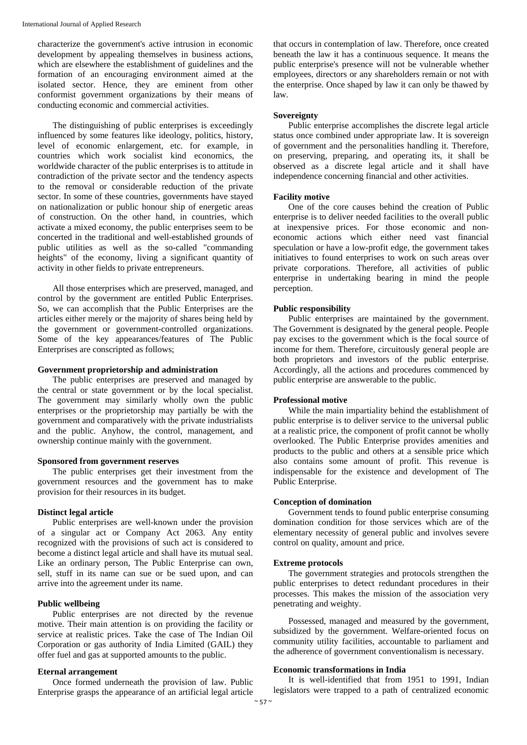characterize the government's active intrusion in economic development by appealing themselves in business actions, which are elsewhere the establishment of guidelines and the formation of an encouraging environment aimed at the isolated sector. Hence, they are eminent from other conformist government organizations by their means of conducting economic and commercial activities.

The distinguishing of public enterprises is exceedingly influenced by some features like ideology, politics, history, level of economic enlargement, etc. for example, in countries which work socialist kind economics, the worldwide character of the public enterprises is to attitude in contradiction of the private sector and the tendency aspects to the removal or considerable reduction of the private sector. In some of these countries, governments have stayed on nationalization or public honour ship of energetic areas of construction. On the other hand, in countries, which activate a mixed economy, the public enterprises seem to be concerted in the traditional and well-established grounds of public utilities as well as the so-called "commanding heights" of the economy, living a significant quantity of activity in other fields to private entrepreneurs.

All those enterprises which are preserved, managed, and control by the government are entitled Public Enterprises. So, we can accomplish that the Public Enterprises are the articles either merely or the majority of shares being held by the government or government-controlled organizations. Some of the key appearances/features of The Public Enterprises are conscripted as follows;

**Government proprietorship and administration**

The public enterprises are preserved and managed by the central or state government or by the local specialist. The government may similarly wholly own the public enterprises or the proprietorship may partially be with the government and comparatively with the private industrialists and the public. Anyhow, the control, management, and ownership continue mainly with the government.

**Sponsored from government reserves**

The public enterprises get their investment from the government resources and the government has to make provision for their resources in its budget.

**Distinct legal article**

Public enterprises are well-known under the provision of a singular act or Company Act 2063. Any entity recognized with the provisions of such act is considered to become a distinct legal article and shall have its mutual seal. Like an ordinary person, The Public Enterprise can own, sell, stuff in its name can sue or be sued upon, and can arrive into the agreement under its name.

**Public wellbeing**

Public enterprises are not directed by the revenue motive. Their main attention is on providing the facility or service at realistic prices. Take the case of The Indian Oil Corporation or gas authority of India Limited (GAIL) they offer fuel and gas at supported amounts to the public.

**Eternal arrangement**

Once formed underneath the provision of law. Public Enterprise grasps the appearance of an artificial legal article that occurs in contemplation of law. Therefore, once created beneath the law it has a continuous sequence. It means the public enterprise's presence will not be vulnerable whether employees, directors or any shareholders remain or not with the enterprise. Once shaped by law it can only be thawed by law.

**Sovereignty**

Public enterprise accomplishes the discrete legal article status once combined under appropriate law. It is sovereign of government and the personalities handling it. Therefore, on preserving, preparing, and operating its, it shall be observed as a discrete legal article and it shall have independence concerning financial and other activities.

**Facility motive**

One of the core causes behind the creation of Public enterprise is to deliver needed facilities to the overall public at inexpensive prices. For those economic and non-economic actions which either need vast financial speculation or have a low-profit edge, the government takes initiatives to found enterprises to work on such areas over private corporations. Therefore, all activities of public enterprise in undertaking bearing in mind the people perception.

**Public responsibility**

Public enterprises are maintained by the government. The Government is designated by the general people. People pay excises to the government which is the focal source of income for them. Therefore, circuitously general people are both proprietors and investors of the public enterprise. Accordingly, all the actions and procedures commenced by public enterprise are answerable to the public.

**Professional motive**

While the main impartiality behind the establishment of public enterprise is to deliver service to the universal public at a realistic price, the component of profit cannot be wholly overlooked. The Public Enterprise provides amenities and products to the public and others at a sensible price which also contains some amount of profit. This revenue is indispensable for the existence and development of The Public Enterprise.

**Conception of domination**

Government tends to found public enterprise consuming domination condition for those services which are of the elementary necessity of general public and involves severe control on quality, amount and price.

**Extreme protocols**

The government strategies and protocols strengthen the public enterprises to detect redundant procedures in their processes. This makes the mission of the association very penetrating and weighty.

Possessed, managed and measured by the government, subsidized by the government. Welfare-oriented focus on community utility facilities, accountable to parliament and the adherence of government conventionalism is necessary.

**Economic transformations in India**

It is well-identified that from 1951 to 1991, Indian legislators were trapped to a path of centralized economic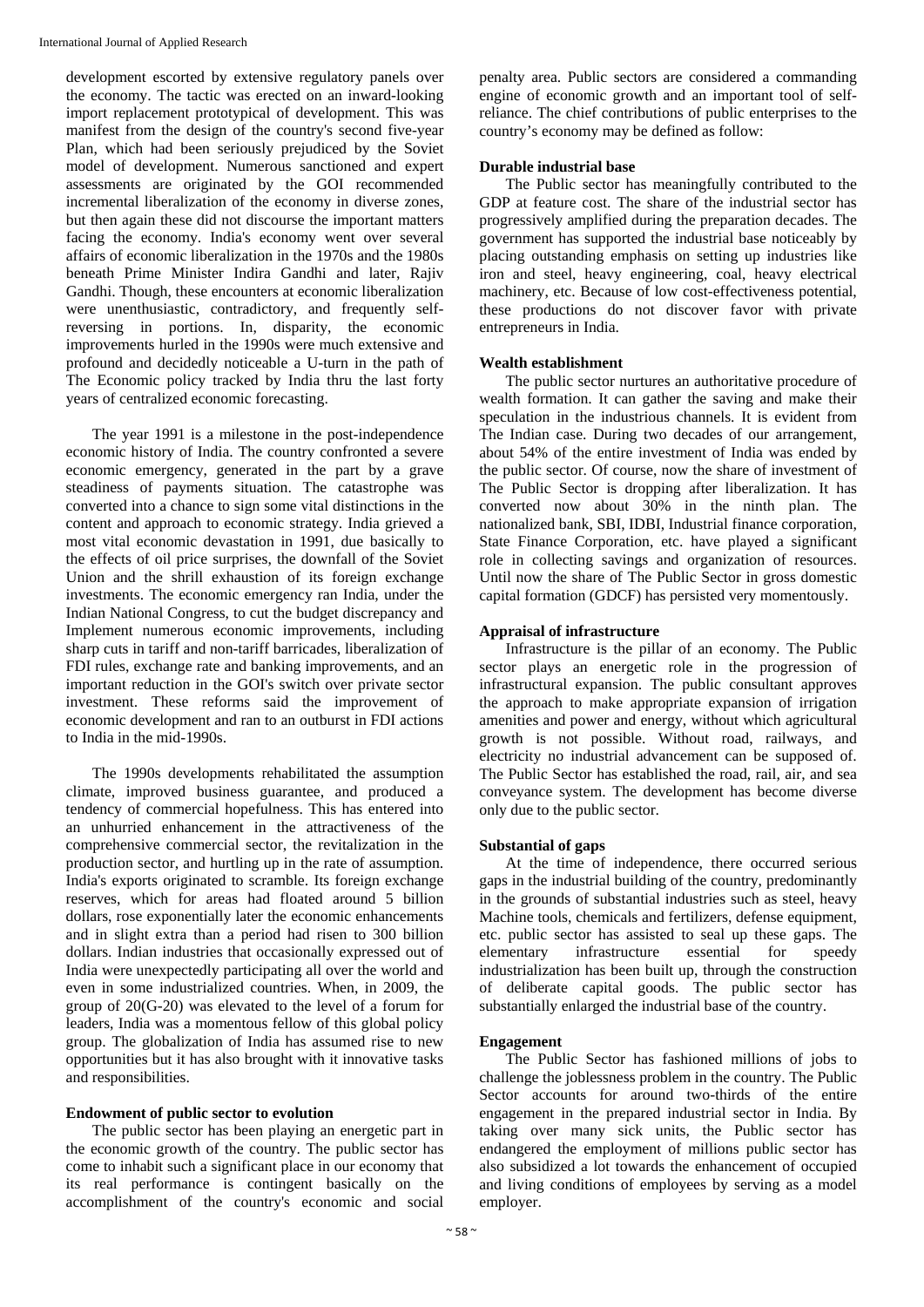development escorted by extensive regulatory panels over the economy. The tactic was erected on an inward-looking import replacement prototypical of development. This was manifest from the design of the country's second five-year Plan, which had been seriously prejudiced by the Soviet model of development. Numerous sanctioned and expert assessments are originated by the GOI recommended incremental liberalization of the economy in diverse zones, but then again these did not discourse the important matters facing the economy. India's economy went over several affairs of economic liberalization in the 1970s and the 1980s beneath Prime Minister Indira Gandhi and later, Rajiv Gandhi. Though, these encounters at economic liberalization were unenthusiastic, contradictory, and frequently self-reversing in portions. In, disparity, the economic improvements hurled in the 1990s were much extensive and profound and decidedly noticeable a U-turn in the path of The Economic policy tracked by India thru the last forty years of centralized economic forecasting.

The year 1991 is a milestone in the post-independence economic history of India. The country confronted a severe economic emergency, generated in the part by a grave steadiness of payments situation. The catastrophe was converted into a chance to sign some vital distinctions in the content and approach to economic strategy. India grieved a most vital economic devastation in 1991, due basically to the effects of oil price surprises, the downfall of the Soviet Union and the shrill exhaustion of its foreign exchange investments. The economic emergency ran India, under the Indian National Congress, to cut the budget discrepancy and Implement numerous economic improvements, including sharp cuts in tariff and non-tariff barricades, liberalization of FDI rules, exchange rate and banking improvements, and an important reduction in the GOI's switch over private sector investment. These reforms said the improvement of economic development and ran to an outburst in FDI actions to India in the mid-1990s.

The 1990s developments rehabilitated the assumption climate, improved business guarantee, and produced a tendency of commercial hopefulness. This has entered into an unhurried enhancement in the attractiveness of the comprehensive commercial sector, the revitalization in the production sector, and hurtling up in the rate of assumption. India's exports originated to scramble. Its foreign exchange reserves, which for areas had floated around 5 billion dollars, rose exponentially later the economic enhancements and in slight extra than a period had risen to 300 billion dollars. Indian industries that occasionally expressed out of India were unexpectedly participating all over the world and even in some industrialized countries. When, in 2009, the group of 20(G-20) was elevated to the level of a forum for leaders, India was a momentous fellow of this global policy group. The globalization of India has assumed rise to new opportunities but it has also brought with it innovative tasks and responsibilities.

#### Endowment of public sector to evolution

The public sector has been playing an energetic part in the economic growth of the country. The public sector has come to inhabit such a significant place in our economy that its real performance is contingent basically on the accomplishment of the country's economic and social penalty area. Public sectors are considered a commanding engine of economic growth and an important tool of self-reliance. The chief contributions of public enterprises to the country's economy may be defined as follow:

#### Durable industrial base

The Public sector has meaningfully contributed to the GDP at feature cost. The share of the industrial sector has progressively amplified during the preparation decades. The government has supported the industrial base noticeably by placing outstanding emphasis on setting up industries like iron and steel, heavy engineering, coal, heavy electrical machinery, etc. Because of low cost-effectiveness potential, these productions do not discover favor with private entrepreneurs in India.

#### Wealth establishment

The public sector nurtures an authoritative procedure of wealth formation. It can gather the saving and make their speculation in the industrious channels. It is evident from The Indian case. During two decades of our arrangement, about 54% of the entire investment of India was ended by the public sector. Of course, now the share of investment of The Public Sector is dropping after liberalization. It has converted now about 30% in the ninth plan. The nationalized bank, SBI, IDBI, Industrial finance corporation, State Finance Corporation, etc. have played a significant role in collecting savings and organization of resources. Until now the share of The Public Sector in gross domestic capital formation (GDCF) has persisted very momentously.

#### Appraisal of infrastructure

Infrastructure is the pillar of an economy. The Public sector plays an energetic role in the progression of infrastructural expansion. The public consultant approves the approach to make appropriate expansion of irrigation amenities and power and energy, without which agricultural growth is not possible. Without road, railways, and electricity no industrial advancement can be supposed of. The Public Sector has established the road, rail, air, and sea conveyance system. The development has become diverse only due to the public sector.

#### Substantial of gaps

At the time of independence, there occurred serious gaps in the industrial building of the country, predominantly in the grounds of substantial industries such as steel, heavy Machine tools, chemicals and fertilizers, defense equipment, etc. public sector has assisted to seal up these gaps. The elementary infrastructure essential for speedy industrialization has been built up, through the construction of deliberate capital goods. The public sector has substantially enlarged the industrial base of the country.

#### Engagement

The Public Sector has fashioned millions of jobs to challenge the joblessness problem in the country. The Public Sector accounts for around two-thirds of the entire engagement in the prepared industrial sector in India. By taking over many sick units, the Public sector has endangered the employment of millions public sector has also subsidized a lot towards the enhancement of occupied and living conditions of employees by serving as a model employer.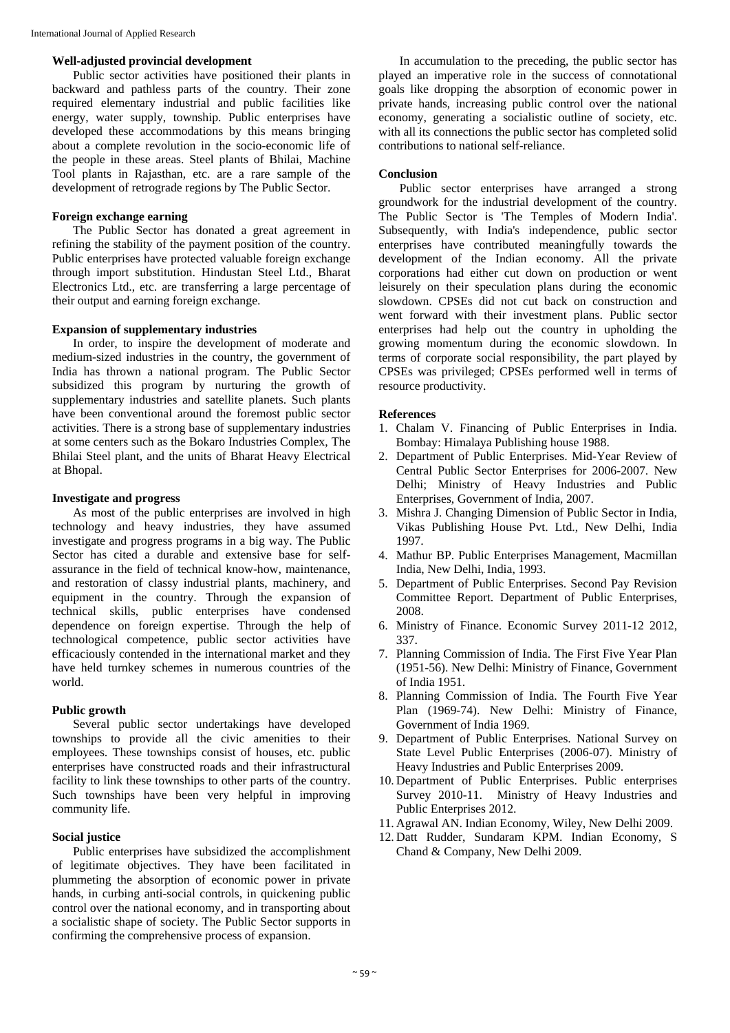#### Well-adjusted provincial development

Public sector activities have positioned their plants in backward and pathless parts of the country. Their zone required elementary industrial and public facilities like energy, water supply, township. Public enterprises have developed these accommodations by this means bringing about a complete revolution in the socio-economic life of the people in these areas. Steel plants of Bhilai, Machine Tool plants in Rajasthan, etc. are a rare sample of the development of retrograde regions by The Public Sector.

#### Foreign exchange earning

The Public Sector has donated a great agreement in refining the stability of the payment position of the country. Public enterprises have protected valuable foreign exchange through import substitution. Hindustan Steel Ltd., Bharat Electronics Ltd., etc. are transferring a large percentage of their output and earning foreign exchange.

#### Expansion of supplementary industries

In order, to inspire the development of moderate and medium-sized industries in the country, the government of India has thrown a national program. The Public Sector subsidized this program by nurturing the growth of supplementary industries and satellite planets. Such plants have been conventional around the foremost public sector activities. There is a strong base of supplementary industries at some centers such as the Bokaro Industries Complex, The Bhilai Steel plant, and the units of Bharat Heavy Electrical at Bhopal.

#### Investigate and progress

As most of the public enterprises are involved in high technology and heavy industries, they have assumed investigate and progress programs in a big way. The Public Sector has cited a durable and extensive base for self-assurance in the field of technical know-how, maintenance, and restoration of classy industrial plants, machinery, and equipment in the country. Through the expansion of technical skills, public enterprises have condensed dependence on foreign expertise. Through the help of technological competence, public sector activities have efficaciously contended in the international market and they have held turnkey schemes in numerous countries of the world.

#### Public growth

Several public sector undertakings have developed townships to provide all the civic amenities to their employees. These townships consist of houses, etc. public enterprises have constructed roads and their infrastructural facility to link these townships to other parts of the country. Such townships have been very helpful in improving community life.

#### Social justice

Public enterprises have subsidized the accomplishment of legitimate objectives. They have been facilitated in plummeting the absorption of economic power in private hands, in curbing anti-social controls, in quickening public control over the national economy, and in transporting about a socialistic shape of society. The Public Sector supports in confirming the comprehensive process of expansion.

In accumulation to the preceding, the public sector has played an imperative role in the success of connotational goals like dropping the absorption of economic power in private hands, increasing public control over the national economy, generating a socialistic outline of society, etc. with all its connections the public sector has completed solid contributions to national self-reliance.

#### Conclusion

Public sector enterprises have arranged a strong groundwork for the industrial development of the country. The Public Sector is 'The Temples of Modern India'. Subsequently, with India's independence, public sector enterprises have contributed meaningfully towards the development of the Indian economy. All the private corporations had either cut down on production or went leisurely on their speculation plans during the economic slowdown. CPSEs did not cut back on construction and went forward with their investment plans. Public sector enterprises had help out the country in upholding the growing momentum during the economic slowdown. In terms of corporate social responsibility, the part played by CPSEs was privileged; CPSEs performed well in terms of resource productivity.

#### References

1. Chalam V. Financing of Public Enterprises in India. Bombay: Himalaya Publishing house 1988.
2. Department of Public Enterprises. Mid-Year Review of Central Public Sector Enterprises for 2006-2007. New Delhi; Ministry of Heavy Industries and Public Enterprises, Government of India, 2007.
3. Mishra J. Changing Dimension of Public Sector in India, Vikas Publishing House Pvt. Ltd., New Delhi, India 1997.
4. Mathur BP. Public Enterprises Management, Macmillan India, New Delhi, India, 1993.
5. Department of Public Enterprises. Second Pay Revision Committee Report. Department of Public Enterprises, 2008.
6. Ministry of Finance. Economic Survey 2011-12 2012, 337.
7. Planning Commission of India. The First Five Year Plan (1951-56). New Delhi: Ministry of Finance, Government of India 1951.
8. Planning Commission of India. The Fourth Five Year Plan (1969-74). New Delhi: Ministry of Finance, Government of India 1969.
9. Department of Public Enterprises. National Survey on State Level Public Enterprises (2006-07). Ministry of Heavy Industries and Public Enterprises 2009.
10. Department of Public Enterprises. Public enterprises Survey 2010-11. Ministry of Heavy Industries and Public Enterprises 2012.
11. Agrawal AN. Indian Economy, Wiley, New Delhi 2009.
12. Datt Rudder, Sundaram KPM. Indian Economy, S Chand & Company, New Delhi 2009.